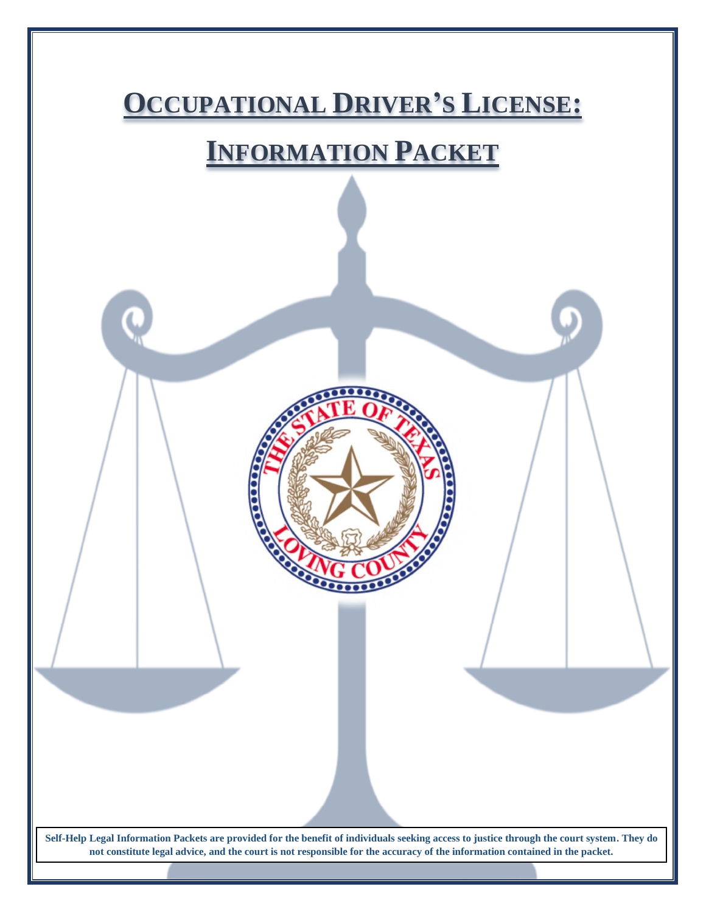# OCCUPATIONAL DRIVER'S LICENSE:

# INFORMATION PACKET

**Self-Help Legal Information Packets are provided for the benefit of individuals seeking access to justice through the court system. They do not constitute legal advice, and the court is not responsible for the accuracy of the information contained in the packet.**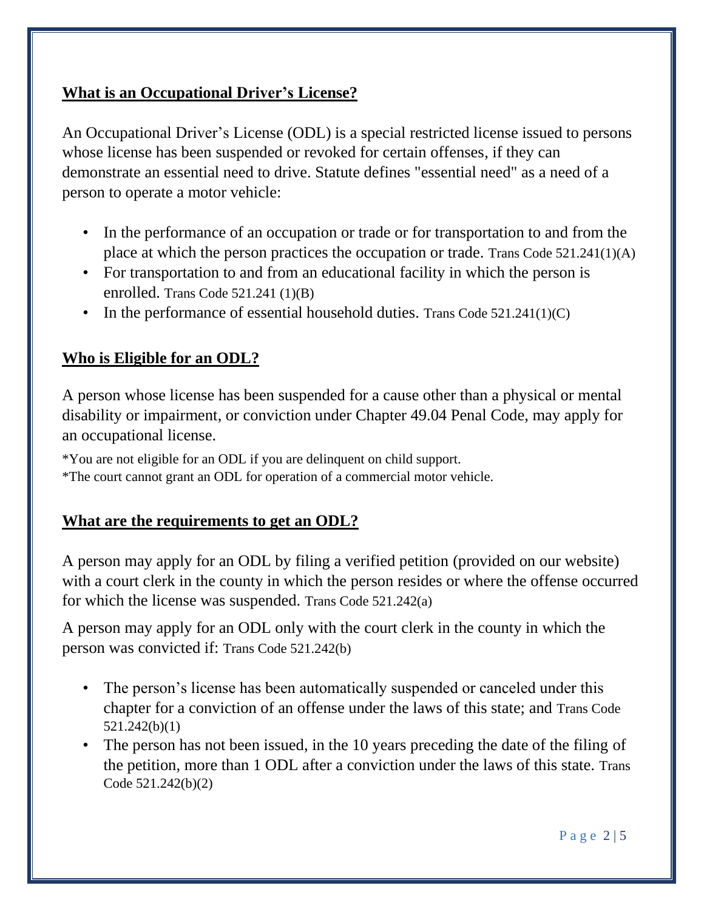## What is an Occupational Driver's License?

An Occupational Driver's License (ODL) is a special restricted license issued to persons whose license has been suspended or revoked for certain offenses, if they can demonstrate an essential need to drive. Statute defines "essential need" as a need of a person to operate a motor vehicle:

- In the performance of an occupation or trade or for transportation to and from the place at which the person practices the occupation or trade. Trans Code 521.241(1)(A)
- For transportation to and from an educational facility in which the person is enrolled. Trans Code 521.241 (1)(B)
- In the performance of essential household duties. Trans Code 521.241(1)(C)

## Who is Eligible for an ODL?

A person whose license has been suspended for a cause other than a physical or mental disability or impairment, or conviction under Chapter 49.04 Penal Code, may apply for an occupational license.

*You are not eligible for an ODL if you are delinquent on child support.
*The court cannot grant an ODL for operation of a commercial motor vehicle.

## What are the requirements to get an ODL?

A person may apply for an ODL by filing a verified petition (provided on our website) with a court clerk in the county in which the person resides or where the offense occurred for which the license was suspended. Trans Code 521.242(a)

A person may apply for an ODL only with the court clerk in the county in which the person was convicted if: Trans Code 521.242(b)

- The person's license has been automatically suspended or canceled under this chapter for a conviction of an offense under the laws of this state; and Trans Code 521.242(b)(1)
- The person has not been issued, in the 10 years preceding the date of the filing of the petition, more than 1 ODL after a conviction under the laws of this state. Trans Code 521.242(b)(2)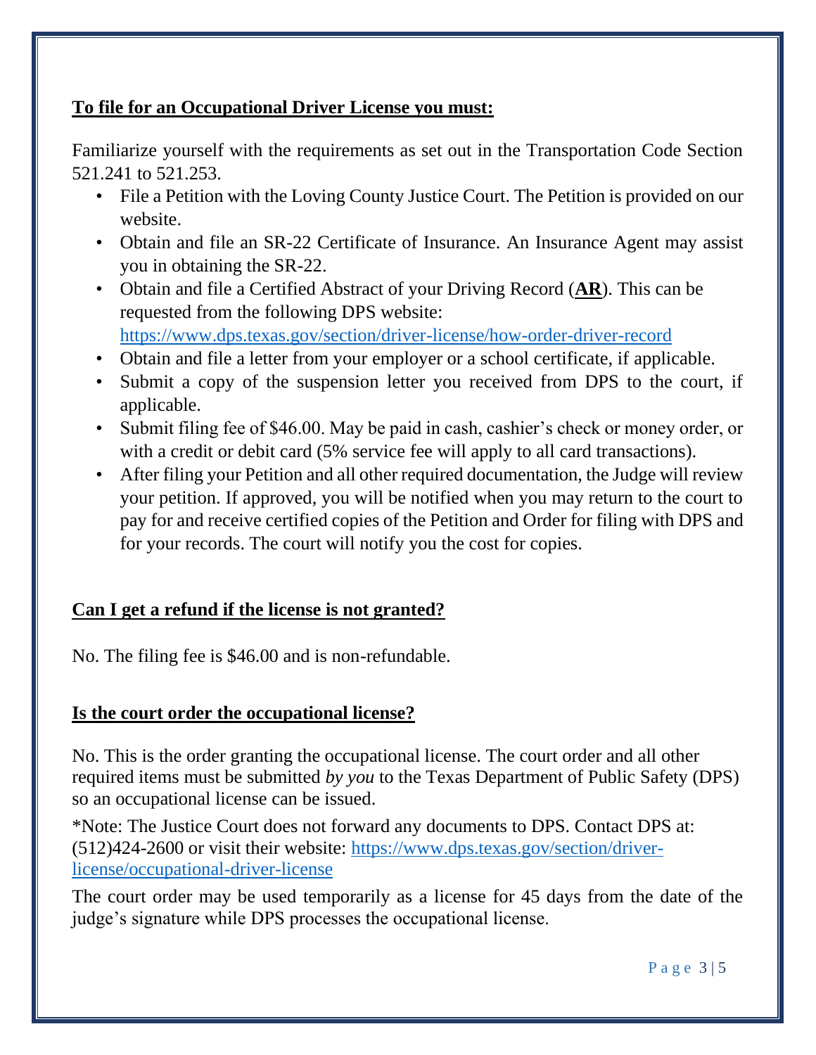**<u>To file for an Occupational Driver License you must:</u>**

Familiarize yourself with the requirements as set out in the Transportation Code Section 521.241 to 521.253.

- File a Petition with the Loving County Justice Court. The Petition is provided on our website.
- Obtain and file an SR-22 Certificate of Insurance. An Insurance Agent may assist you in obtaining the SR-22.
- Obtain and file a Certified Abstract of your Driving Record (**<u>AR</u>**). This can be requested from the following DPS website: https://www.dps.texas.gov/section/driver-license/how-order-driver-record
- Obtain and file a letter from your employer or a school certificate, if applicable.
- Submit a copy of the suspension letter you received from DPS to the court, if applicable.
- Submit filing fee of $46.00. May be paid in cash, cashier's check or money order, or with a credit or debit card (5% service fee will apply to all card transactions).
- After filing your Petition and all other required documentation, the Judge will review your petition. If approved, you will be notified when you may return to the court to pay for and receive certified copies of the Petition and Order for filing with DPS and for your records. The court will notify you the cost for copies.

**<u>Can I get a refund if the license is not granted?</u>**

No. The filing fee is $46.00 and is non-refundable.

**<u>Is the court order the occupational license?</u>**

No. This is the order granting the occupational license. The court order and all other required items must be submitted *by you* to the Texas Department of Public Safety (DPS) so an occupational license can be issued.

*Note: The Justice Court does not forward any documents to DPS. Contact DPS at: (512)424-2600 or visit their website: https://www.dps.texas.gov/section/driver-license/occupational-driver-license

The court order may be used temporarily as a license for 45 days from the date of the judge's signature while DPS processes the occupational license.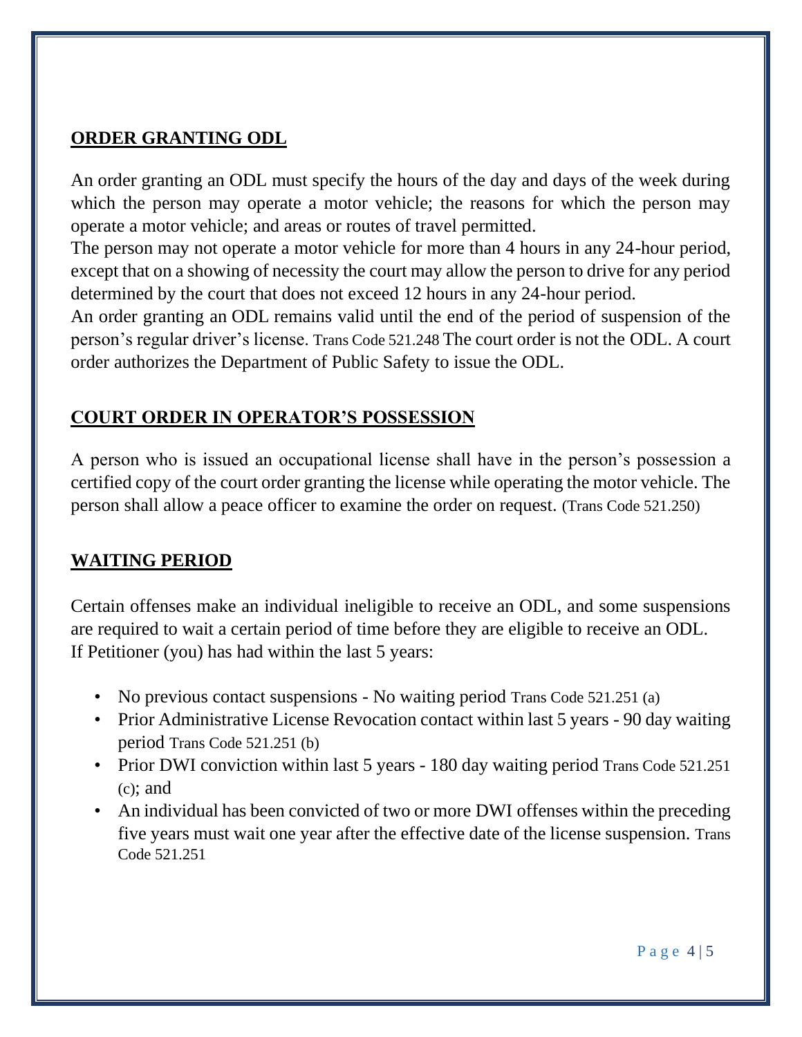## ORDER GRANTING ODL

An order granting an ODL must specify the hours of the day and days of the week during which the person may operate a motor vehicle; the reasons for which the person may operate a motor vehicle; and areas or routes of travel permitted.

The person may not operate a motor vehicle for more than 4 hours in any 24-hour period, except that on a showing of necessity the court may allow the person to drive for any period determined by the court that does not exceed 12 hours in any 24-hour period.

An order granting an ODL remains valid until the end of the period of suspension of the person's regular driver's license. Trans Code 521.248 The court order is not the ODL. A court order authorizes the Department of Public Safety to issue the ODL.

## COURT ORDER IN OPERATOR'S POSSESSION

A person who is issued an occupational license shall have in the person's possession a certified copy of the court order granting the license while operating the motor vehicle. The person shall allow a peace officer to examine the order on request. (Trans Code 521.250)

## WAITING PERIOD

Certain offenses make an individual ineligible to receive an ODL, and some suspensions are required to wait a certain period of time before they are eligible to receive an ODL.
If Petitioner (you) has had within the last 5 years:

- No previous contact suspensions - No waiting period Trans Code 521.251 (a)
- Prior Administrative License Revocation contact within last 5 years - 90 day waiting period Trans Code 521.251 (b)
- Prior DWI conviction within last 5 years - 180 day waiting period Trans Code 521.251 (c); and
- An individual has been convicted of two or more DWI offenses within the preceding five years must wait one year after the effective date of the license suspension. Trans Code 521.251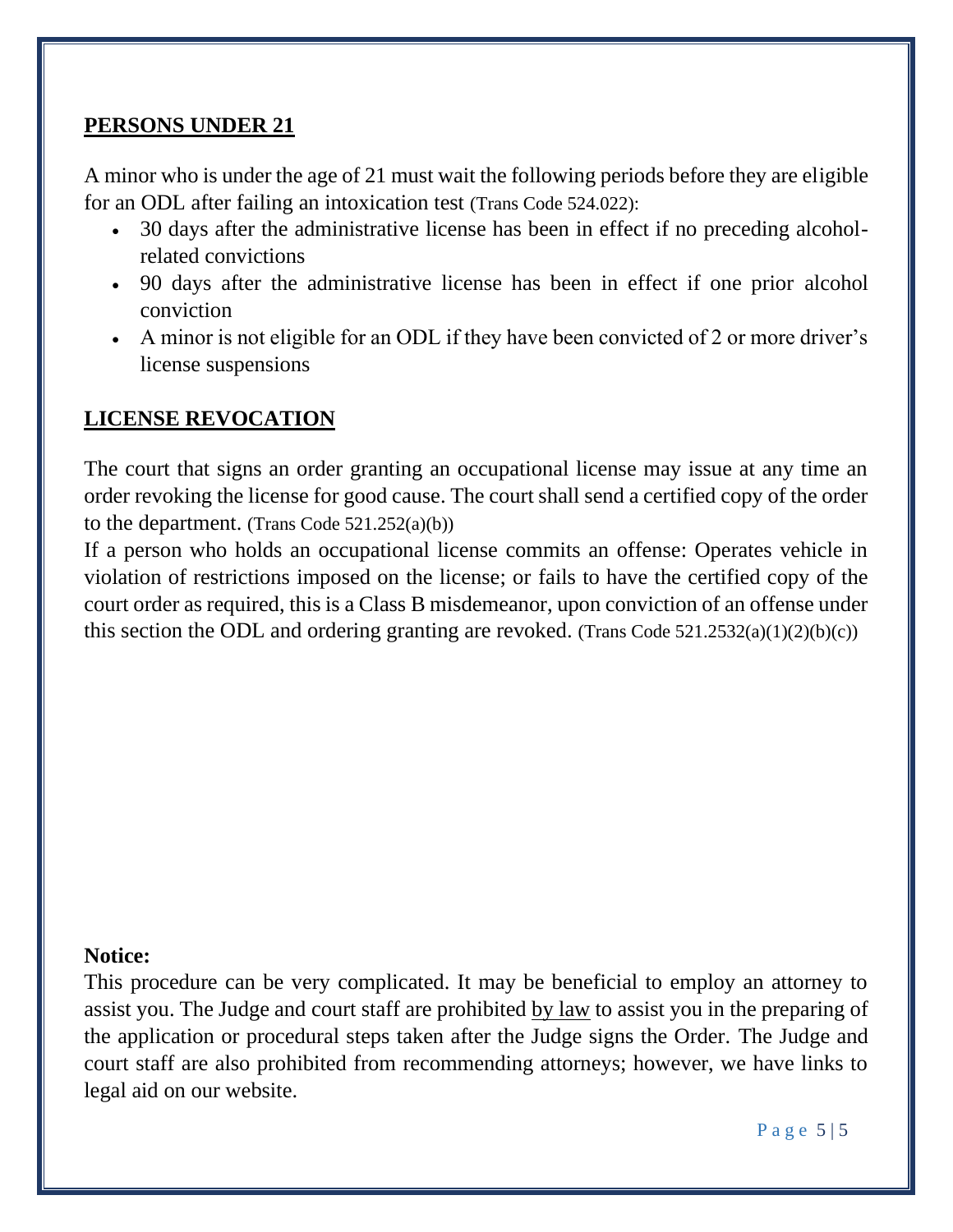## PERSONS UNDER 21

A minor who is under the age of 21 must wait the following periods before they are eligible for an ODL after failing an intoxication test (Trans Code 524.022):

- 30 days after the administrative license has been in effect if no preceding alcohol-related convictions
- 90 days after the administrative license has been in effect if one prior alcohol conviction
- A minor is not eligible for an ODL if they have been convicted of 2 or more driver's license suspensions

## LICENSE REVOCATION

The court that signs an order granting an occupational license may issue at any time an order revoking the license for good cause. The court shall send a certified copy of the order to the department. (Trans Code 521.252(a)(b))

If a person who holds an occupational license commits an offense: Operates vehicle in violation of restrictions imposed on the license; or fails to have the certified copy of the court order as required, this is a Class B misdemeanor, upon conviction of an offense under this section the ODL and ordering granting are revoked. (Trans Code 521.2532(a)(1)(2)(b)(c))

**Notice:**

This procedure can be very complicated. It may be beneficial to employ an attorney to assist you. The Judge and court staff are prohibited by law to assist you in the preparing of the application or procedural steps taken after the Judge signs the Order. The Judge and court staff are also prohibited from recommending attorneys; however, we have links to legal aid on our website.